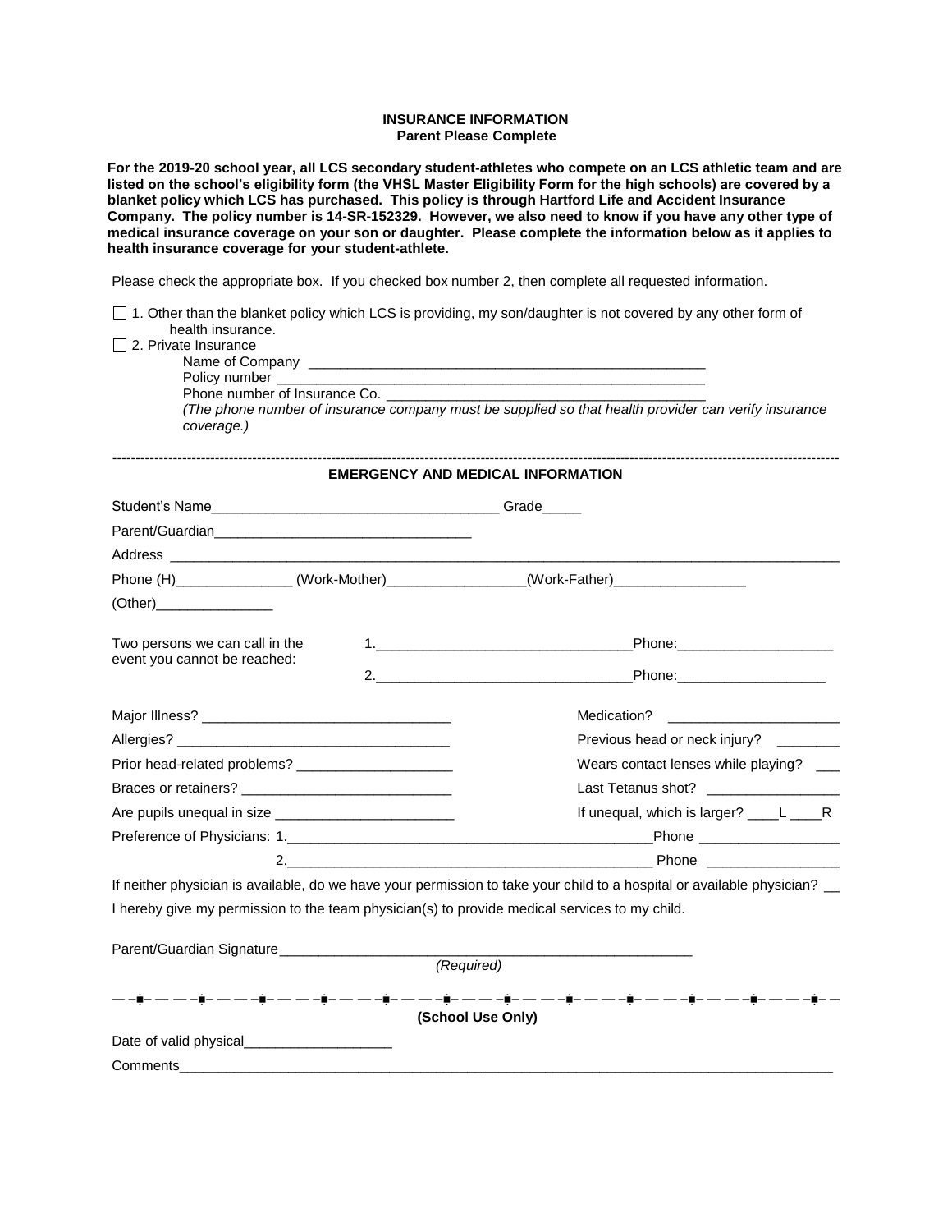## INSURANCE INFORMATION
### Parent Please Complete

**For the 2019-20 school year, all LCS secondary student-athletes who compete on an LCS athletic team and are listed on the school's eligibility form (the VHSL Master Eligibility Form for the high schools) are covered by a blanket policy which LCS has purchased. This policy is through Hartford Life and Accident Insurance Company. The policy number is 14-SR-152329. However, we also need to know if you have any other type of medical insurance coverage on your son or daughter. Please complete the information below as it applies to health insurance coverage for your student-athlete.**

Please check the appropriate box. If you checked box number 2, then complete all requested information.

☐ 1. Other than the blanket policy which LCS is providing, my son/daughter is not covered by any other form of health insurance.

☐ 2. Private Insurance

Name of Company ____________________________________________________

Policy number ______________________________________________________

Phone number of Insurance Co. _______________________________________

*(The phone number of insurance company must be supplied so that health provider can verify insurance coverage.)*

---

## EMERGENCY AND MEDICAL INFORMATION

Student's Name____________________________________ Grade_____

Parent/Guardian_________________________________

Address ______________________________________________________________________________

Phone (H)_______________ (Work-Mother)_________________(Work-Father)_________________

(Other)_______________

Two persons we can call in the event you cannot be reached:

1.________________________________Phone:____________________

2.________________________________Phone:___________________

Major Illness? _______________________________ Medication? _____________________

Allergies? __________________________________ Previous head or neck injury? ________

Prior head-related problems? ____________________ Wears contact lenses while playing? ___

Braces or retainers? ___________________________ Last Tetanus shot? ________________

Are pupils unequal in size _______________________ If unequal, which is larger? ____L ____R

Preference of Physicians: 1._______________________________________________Phone _________________

2._______________________________________________ Phone ________________

If neither physician is available, do we have your permission to take your child to a hospital or available physician? __

I hereby give my permission to the team physician(s) to provide medical services to my child.

Parent/Guardian Signature_____________________________________________________

*(Required)*

---

**(School Use Only)**

Date of valid physical___________________

Comments_________________________________________________________________________________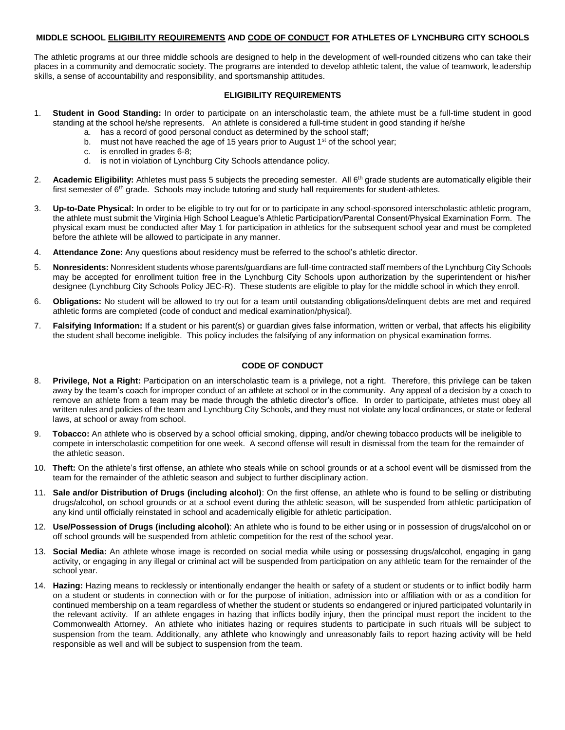# MIDDLE SCHOOL <u>ELIGIBILITY REQUIREMENTS</u> AND <u>CODE OF CONDUCT</u> FOR ATHLETES OF LYNCHBURG CITY SCHOOLS

The athletic programs at our three middle schools are designed to help in the development of well-rounded citizens who can take their places in a community and democratic society. The programs are intended to develop athletic talent, the value of teamwork, leadership skills, a sense of accountability and responsibility, and sportsmanship attitudes.

## ELIGIBILITY REQUIREMENTS

1. **Student in Good Standing:** In order to participate on an interscholastic team, the athlete must be a full-time student in good standing at the school he/she represents. An athlete is considered a full-time student in good standing if he/she
   a. has a record of good personal conduct as determined by the school staff;
   b. must not have reached the age of 15 years prior to August 1st of the school year;
   c. is enrolled in grades 6-8;
   d. is not in violation of Lynchburg City Schools attendance policy.

2. **Academic Eligibility:** Athletes must pass 5 subjects the preceding semester. All 6th grade students are automatically eligible their first semester of 6th grade. Schools may include tutoring and study hall requirements for student-athletes.

3. **Up-to-Date Physical:** In order to be eligible to try out for or to participate in any school-sponsored interscholastic athletic program, the athlete must submit the Virginia High School League's Athletic Participation/Parental Consent/Physical Examination Form. The physical exam must be conducted after May 1 for participation in athletics for the subsequent school year and must be completed before the athlete will be allowed to participate in any manner.

4. **Attendance Zone:** Any questions about residency must be referred to the school's athletic director.

5. **Nonresidents:** Nonresident students whose parents/guardians are full-time contracted staff members of the Lynchburg City Schools may be accepted for enrollment tuition free in the Lynchburg City Schools upon authorization by the superintendent or his/her designee (Lynchburg City Schools Policy JEC-R). These students are eligible to play for the middle school in which they enroll.

6. **Obligations:** No student will be allowed to try out for a team until outstanding obligations/delinquent debts are met and required athletic forms are completed (code of conduct and medical examination/physical).

7. **Falsifying Information:** If a student or his parent(s) or guardian gives false information, written or verbal, that affects his eligibility the student shall become ineligible. This policy includes the falsifying of any information on physical examination forms.

## CODE OF CONDUCT

8. **Privilege, Not a Right:** Participation on an interscholastic team is a privilege, not a right. Therefore, this privilege can be taken away by the team's coach for improper conduct of an athlete at school or in the community. Any appeal of a decision by a coach to remove an athlete from a team may be made through the athletic director's office. In order to participate, athletes must obey all written rules and policies of the team and Lynchburg City Schools, and they must not violate any local ordinances, or state or federal laws, at school or away from school.

9. **Tobacco:** An athlete who is observed by a school official smoking, dipping, and/or chewing tobacco products will be ineligible to compete in interscholastic competition for one week. A second offense will result in dismissal from the team for the remainder of the athletic season.

10. **Theft:** On the athlete's first offense, an athlete who steals while on school grounds or at a school event will be dismissed from the team for the remainder of the athletic season and subject to further disciplinary action.

11. **Sale and/or Distribution of Drugs (including alcohol)**: On the first offense, an athlete who is found to be selling or distributing drugs/alcohol, on school grounds or at a school event during the athletic season, will be suspended from athletic participation of any kind until officially reinstated in school and academically eligible for athletic participation.

12. **Use/Possession of Drugs (including alcohol)**: An athlete who is found to be either using or in possession of drugs/alcohol on or off school grounds will be suspended from athletic competition for the rest of the school year.

13. **Social Media:** An athlete whose image is recorded on social media while using or possessing drugs/alcohol, engaging in gang activity, or engaging in any illegal or criminal act will be suspended from participation on any athletic team for the remainder of the school year.

14. **Hazing:** Hazing means to recklessly or intentionally endanger the health or safety of a student or students or to inflict bodily harm on a student or students in connection with or for the purpose of initiation, admission into or affiliation with or as a condition for continued membership on a team regardless of whether the student or students so endangered or injured participated voluntarily in the relevant activity. If an athlete engages in hazing that inflicts bodily injury, then the principal must report the incident to the Commonwealth Attorney. An athlete who initiates hazing or requires students to participate in such rituals will be subject to suspension from the team. Additionally, any athlete who knowingly and unreasonably fails to report hazing activity will be held responsible as well and will be subject to suspension from the team.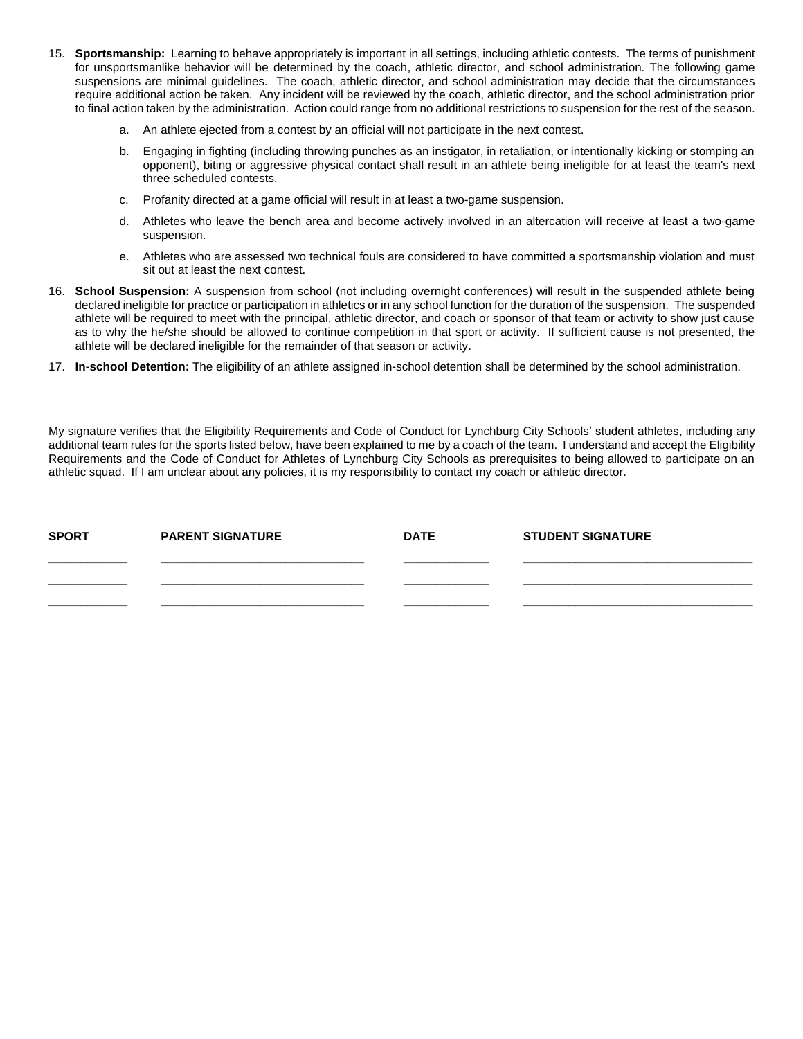15. **Sportsmanship:** Learning to behave appropriately is important in all settings, including athletic contests. The terms of punishment for unsportsmanlike behavior will be determined by the coach, athletic director, and school administration. The following game suspensions are minimal guidelines. The coach, athletic director, and school administration may decide that the circumstances require additional action be taken. Any incident will be reviewed by the coach, athletic director, and the school administration prior to final action taken by the administration. Action could range from no additional restrictions to suspension for the rest of the season.

    a. An athlete ejected from a contest by an official will not participate in the next contest.

    b. Engaging in fighting (including throwing punches as an instigator, in retaliation, or intentionally kicking or stomping an opponent), biting or aggressive physical contact shall result in an athlete being ineligible for at least the team's next three scheduled contests.

    c. Profanity directed at a game official will result in at least a two-game suspension.

    d. Athletes who leave the bench area and become actively involved in an altercation will receive at least a two-game suspension.

    e. Athletes who are assessed two technical fouls are considered to have committed a sportsmanship violation and must sit out at least the next contest.

16. **School Suspension:** A suspension from school (not including overnight conferences) will result in the suspended athlete being declared ineligible for practice or participation in athletics or in any school function for the duration of the suspension. The suspended athlete will be required to meet with the principal, athletic director, and coach or sponsor of that team or activity to show just cause as to why the he/she should be allowed to continue competition in that sport or activity. If sufficient cause is not presented, the athlete will be declared ineligible for the remainder of that season or activity.

17. **In-school Detention:** The eligibility of an athlete assigned in-school detention shall be determined by the school administration.

My signature verifies that the Eligibility Requirements and Code of Conduct for Lynchburg City Schools' student athletes, including any additional team rules for the sports listed below, have been explained to me by a coach of the team. I understand and accept the Eligibility Requirements and the Code of Conduct for Athletes of Lynchburg City Schools as prerequisites to being allowed to participate on an athletic squad. If I am unclear about any policies, it is my responsibility to contact my coach or athletic director.

| **SPORT** | **PARENT SIGNATURE** | **DATE** | **STUDENT SIGNATURE** |
|---|---|---|---|
| ____________ | ________________________________ | _____________ | ____________________________________ |
| ____________ | ________________________________ | _____________ | ____________________________________ |
| ____________ | ________________________________ | _____________ | ____________________________________ |